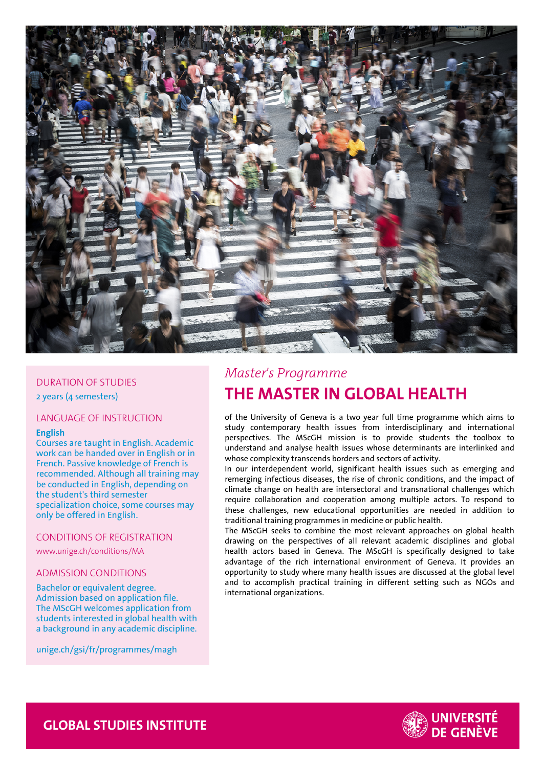*Master's Programme*

# THE MASTER IN GLOBAL HEALTH

of the University of Geneva is a two year full time programme which aims to study contemporary health issues from interdisciplinary and international perspectives. The MScGH mission is to provide students the toolbox to understand and analyse health issues whose determinants are interlinked and whose complexity transcends borders and sectors of activity.

In our interdependent world, significant health issues such as emerging and remerging infectious diseases, the rise of chronic conditions, and the impact of climate change on health are intersectoral and transnational challenges which require collaboration and cooperation among multiple actors. To respond to these challenges, new educational opportunities are needed in addition to traditional training programmes in medicine or public health.

The MScGH seeks to combine the most relevant approaches on global health drawing on the perspectives of all relevant academic disciplines and global health actors based in Geneva. The MScGH is specifically designed to take advantage of the rich international environment of Geneva. It provides an opportunity to study where many health issues are discussed at the global level and to accomplish practical training in different setting such as NGOs and international organizations.

## DURATION OF STUDIES

2 years (4 semesters)

## LANGUAGE OF INSTRUCTION

**English**

Courses are taught in English. Academic work can be handed over in English or in French. Passive knowledge of French is recommended. Although all training may be conducted in English, depending on the student's third semester specialization choice, some courses may only be offered in English.

## CONDITIONS OF REGISTRATION

www.unige.ch/conditions/MA

## ADMISSION CONDITIONS

Bachelor or equivalent degree.
Admission based on application file.
The MScGH welcomes application from students interested in global health with a background in any academic discipline.

unige.ch/gsi/fr/programmes/magh

**GLOBAL STUDIES INSTITUTE**

UNIVERSITÉ DE GENÈVE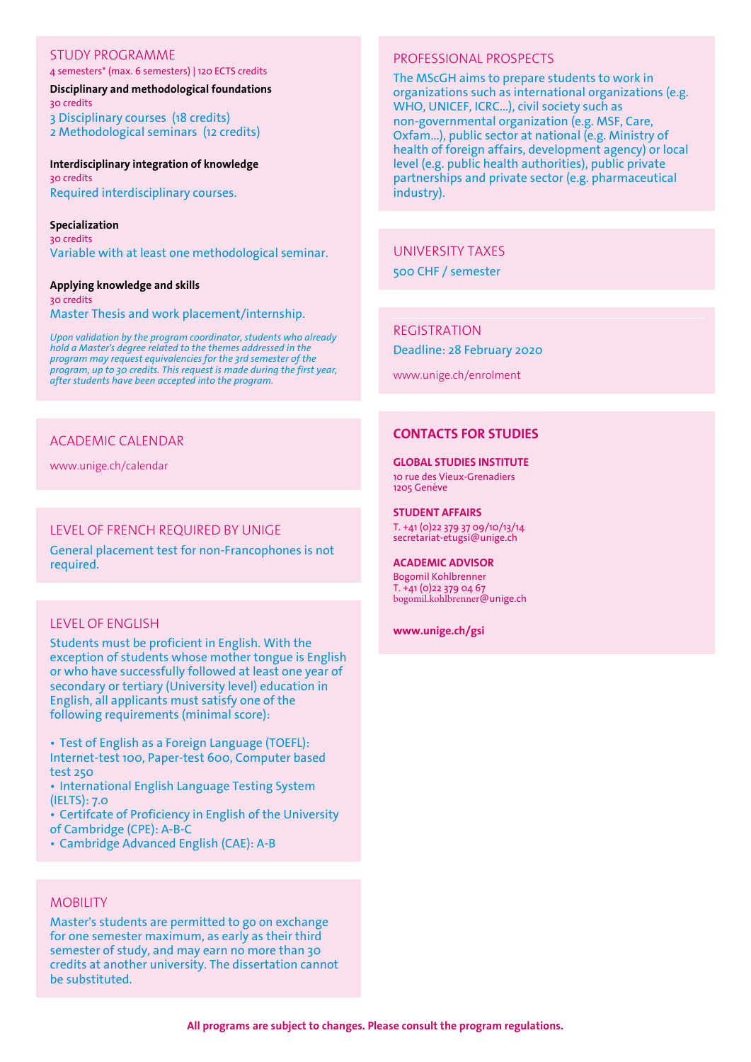## STUDY PROGRAMME

4 semesters* (max. 6 semesters) | 120 ECTS credits

**Disciplinary and methodological foundations**
30 credits
3 Disciplinary courses (18 credits)
2 Methodological seminars (12 credits)

**Interdisciplinary integration of knowledge**
30 credits
Required interdisciplinary courses.

**Specialization**
30 credits
Variable with at least one methodological seminar.

**Applying knowledge and skills**
30 credits
Master Thesis and work placement/internship.

*Upon validation by the program coordinator, students who already hold a Master's degree related to the themes addressed in the program may request equivalencies for the 3rd semester of the program, up to 30 credits. This request is made during the first year, after students have been accepted into the program.*

## ACADEMIC CALENDAR

www.unige.ch/calendar

## LEVEL OF FRENCH REQUIRED BY UNIGE

General placement test for non-Francophones is not required.

## LEVEL OF ENGLISH

Students must be proficient in English. With the exception of students whose mother tongue is English or who have successfully followed at least one year of secondary or tertiary (University level) education in English, all applicants must satisfy one of the following requirements (minimal score):

- Test of English as a Foreign Language (TOEFL): Internet-test 100, Paper-test 600, Computer based test 250
- International English Language Testing System (IELTS): 7.0
- Certifcate of Proficiency in English of the University of Cambridge (CPE): A-B-C
- Cambridge Advanced English (CAE): A-B

## MOBILITY

Master's students are permitted to go on exchange for one semester maximum, as early as their third semester of study, and may earn no more than 30 credits at another university. The dissertation cannot be substituted.

## PROFESSIONAL PROSPECTS

The MScGH aims to prepare students to work in organizations such as international organizations (e.g. WHO, UNICEF, ICRC...), civil society such as non-governmental organization (e.g. MSF, Care, Oxfam...), public sector at national (e.g. Ministry of health of foreign affairs, development agency) or local level (e.g. public health authorities), public private partnerships and private sector (e.g. pharmaceutical industry).

## UNIVERSITY TAXES

500 CHF / semester

## REGISTRATION

Deadline: 28 February 2020

www.unige.ch/enrolment

## CONTACTS FOR STUDIES

**GLOBAL STUDIES INSTITUTE**
10 rue des Vieux-Grenadiers
1205 Genève

**STUDENT AFFAIRS**
T. +41 (0)22 379 37 09/10/13/14
secretariat-etugsi@unige.ch

**ACADEMIC ADVISOR**
Bogomil Kohlbrenner
T. +41 (0)22 379 04 67
bogomil.kohlbrenner@unige.ch

**www.unige.ch/gsi**

**All programs are subject to changes. Please consult the program regulations.**